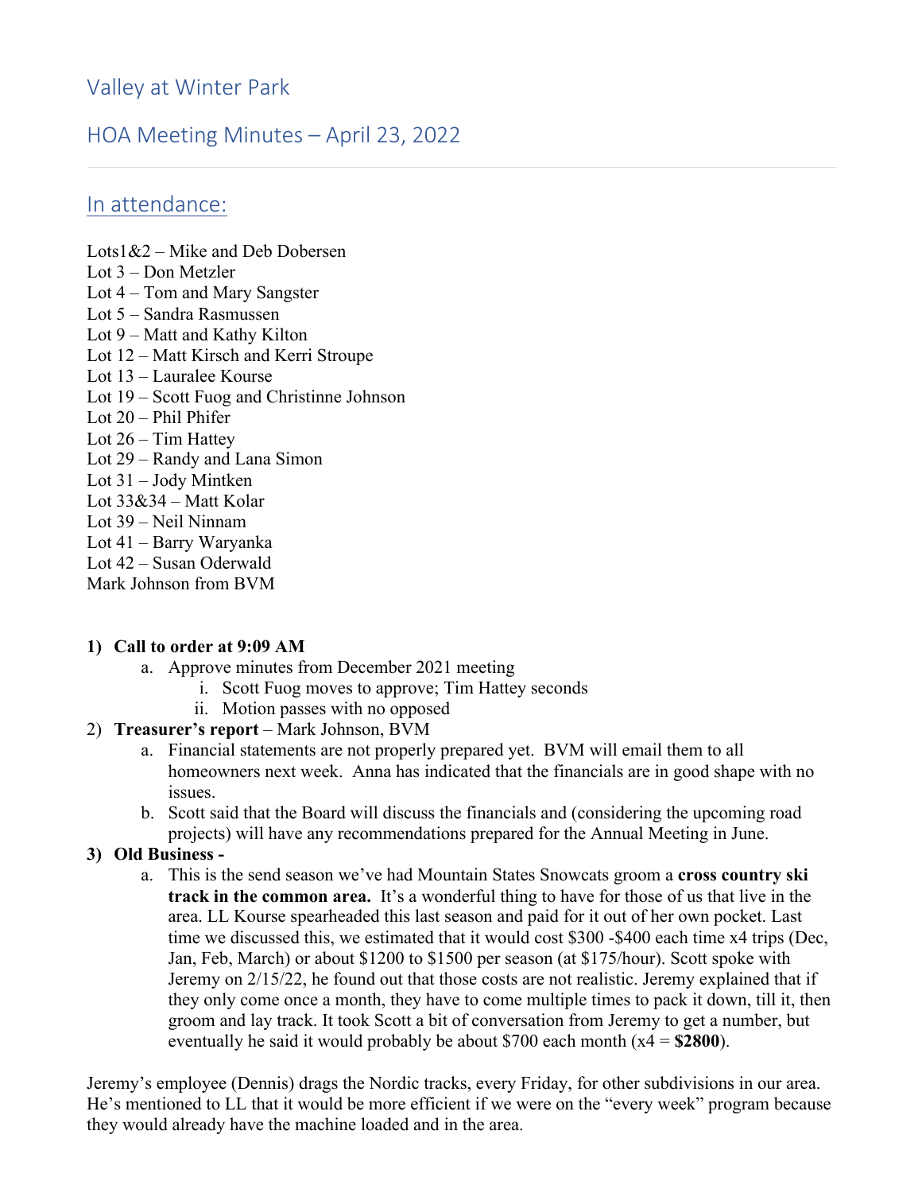# Valley at Winter Park

## HOA Meeting Minutes – April 23, 2022

### In attendance:

Lots1&2 – Mike and Deb Dobersen
Lot 3 – Don Metzler
Lot 4 – Tom and Mary Sangster
Lot 5 – Sandra Rasmussen
Lot 9 – Matt and Kathy Kilton
Lot 12 – Matt Kirsch and Kerri Stroupe
Lot 13 – Lauralee Kourse
Lot 19 – Scott Fuog and Christinne Johnson
Lot 20 – Phil Phifer
Lot 26 – Tim Hattey
Lot 29 – Randy and Lana Simon
Lot 31 – Jody Mintken
Lot 33&34 – Matt Kolar
Lot 39 – Neil Ninnam
Lot 41 – Barry Waryanka
Lot 42 – Susan Oderwald
Mark Johnson from BVM

1) **Call to order at 9:09 AM**
    a. Approve minutes from December 2021 meeting
        i. Scott Fuog moves to approve; Tim Hattey seconds
        ii. Motion passes with no opposed
2) **Treasurer's report** – Mark Johnson, BVM
    a. Financial statements are not properly prepared yet. BVM will email them to all homeowners next week. Anna has indicated that the financials are in good shape with no issues.
    b. Scott said that the Board will discuss the financials and (considering the upcoming road projects) will have any recommendations prepared for the Annual Meeting in June.
3) **Old Business -**
    a. This is the send season we've had Mountain States Snowcats groom a **cross country ski track in the common area.** It's a wonderful thing to have for those of us that live in the area. LL Kourse spearheaded this last season and paid for it out of her own pocket. Last time we discussed this, we estimated that it would cost $300 -$400 each time x4 trips (Dec, Jan, Feb, March) or about $1200 to $1500 per season (at $175/hour). Scott spoke with Jeremy on 2/15/22, he found out that those costs are not realistic. Jeremy explained that if they only come once a month, they have to come multiple times to pack it down, till it, then groom and lay track. It took Scott a bit of conversation from Jeremy to get a number, but eventually he said it would probably be about $700 each month (x4 = **$2800**).

Jeremy's employee (Dennis) drags the Nordic tracks, every Friday, for other subdivisions in our area. He's mentioned to LL that it would be more efficient if we were on the "every week" program because they would already have the machine loaded and in the area.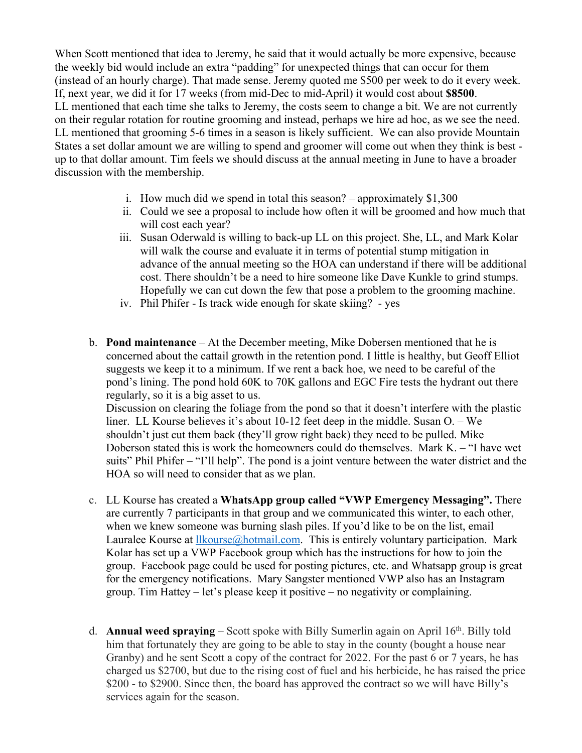When Scott mentioned that idea to Jeremy, he said that it would actually be more expensive, because the weekly bid would include an extra "padding" for unexpected things that can occur for them (instead of an hourly charge). That made sense. Jeremy quoted me $500 per week to do it every week. If, next year, we did it for 17 weeks (from mid-Dec to mid-April) it would cost about **$8500**.
LL mentioned that each time she talks to Jeremy, the costs seem to change a bit. We are not currently on their regular rotation for routine grooming and instead, perhaps we hire ad hoc, as we see the need. LL mentioned that grooming 5-6 times in a season is likely sufficient. We can also provide Mountain States a set dollar amount we are willing to spend and groomer will come out when they think is best - up to that dollar amount. Tim feels we should discuss at the annual meeting in June to have a broader discussion with the membership.

i. How much did we spend in total this season? – approximately $1,300
ii. Could we see a proposal to include how often it will be groomed and how much that will cost each year?
iii. Susan Oderwald is willing to back-up LL on this project. She, LL, and Mark Kolar will walk the course and evaluate it in terms of potential stump mitigation in advance of the annual meeting so the HOA can understand if there will be additional cost. There shouldn't be a need to hire someone like Dave Kunkle to grind stumps. Hopefully we can cut down the few that pose a problem to the grooming machine.
iv. Phil Phifer - Is track wide enough for skate skiing? - yes

b. **Pond maintenance** – At the December meeting, Mike Dobersen mentioned that he is concerned about the cattail growth in the retention pond. I little is healthy, but Geoff Elliot suggests we keep it to a minimum. If we rent a back hoe, we need to be careful of the pond's lining. The pond hold 60K to 70K gallons and EGC Fire tests the hydrant out there regularly, so it is a big asset to us.
Discussion on clearing the foliage from the pond so that it doesn't interfere with the plastic liner. LL Kourse believes it's about 10-12 feet deep in the middle. Susan O. – We shouldn't just cut them back (they'll grow right back) they need to be pulled. Mike Doberson stated this is work the homeowners could do themselves. Mark K. – "I have wet suits" Phil Phifer – "I'll help". The pond is a joint venture between the water district and the HOA so will need to consider that as we plan.

c. LL Kourse has created a **WhatsApp group called "VWP Emergency Messaging".** There are currently 7 participants in that group and we communicated this winter, to each other, when we knew someone was burning slash piles. If you'd like to be on the list, email Lauralee Kourse at llkourse@hotmail.com. This is entirely voluntary participation. Mark Kolar has set up a VWP Facebook group which has the instructions for how to join the group. Facebook page could be used for posting pictures, etc. and Whatsapp group is great for the emergency notifications. Mary Sangster mentioned VWP also has an Instagram group. Tim Hattey – let's please keep it positive – no negativity or complaining.

d. **Annual weed spraying** – Scott spoke with Billy Sumerlin again on April 16th. Billy told him that fortunately they are going to be able to stay in the county (bought a house near Granby) and he sent Scott a copy of the contract for 2022. For the past 6 or 7 years, he has charged us $2700, but due to the rising cost of fuel and his herbicide, he has raised the price $200 - to $2900. Since then, the board has approved the contract so we will have Billy's services again for the season.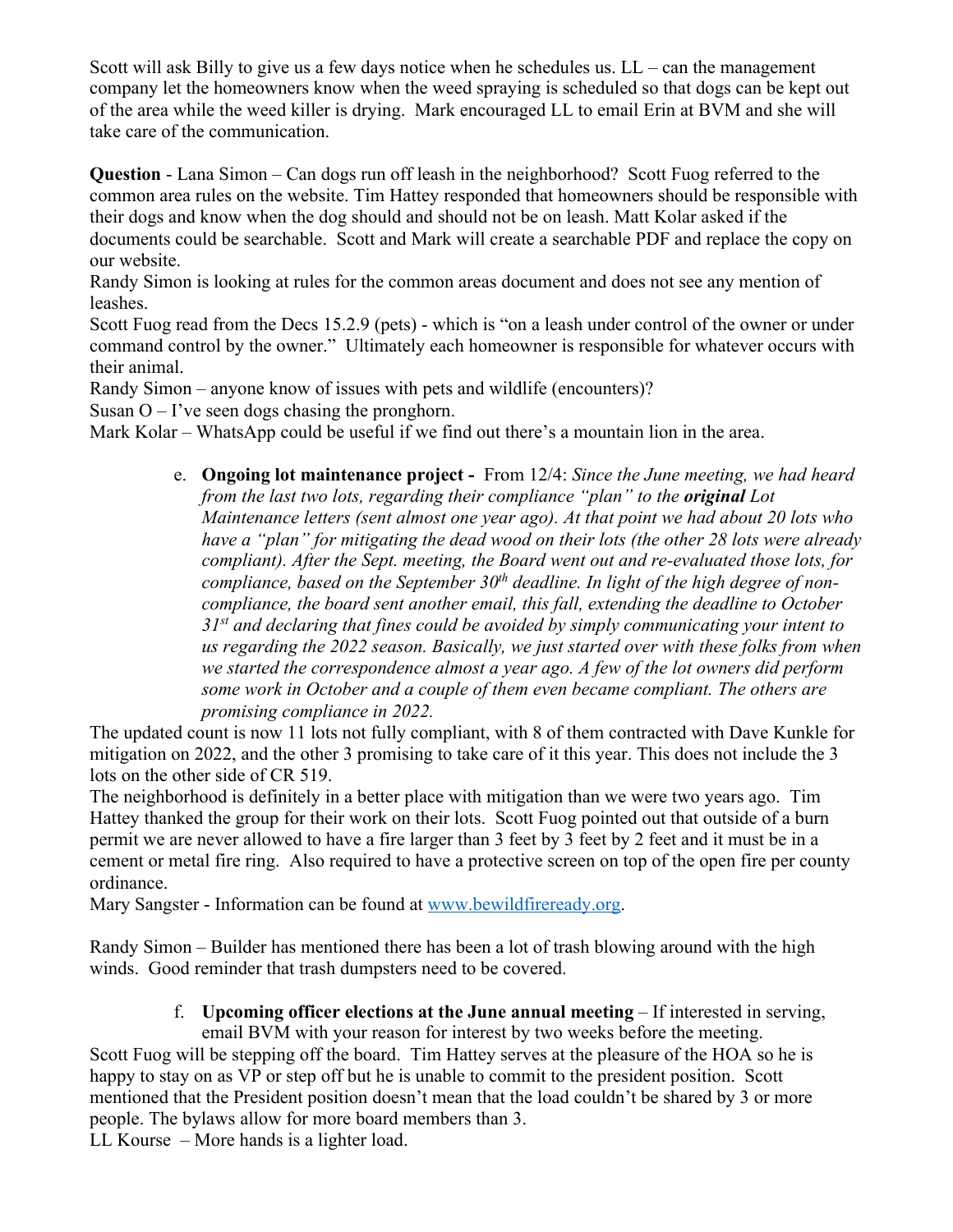Scott will ask Billy to give us a few days notice when he schedules us. LL – can the management company let the homeowners know when the weed spraying is scheduled so that dogs can be kept out of the area while the weed killer is drying. Mark encouraged LL to email Erin at BVM and she will take care of the communication.

**Question** - Lana Simon – Can dogs run off leash in the neighborhood? Scott Fuog referred to the common area rules on the website. Tim Hattey responded that homeowners should be responsible with their dogs and know when the dog should and should not be on leash. Matt Kolar asked if the documents could be searchable. Scott and Mark will create a searchable PDF and replace the copy on our website.

Randy Simon is looking at rules for the common areas document and does not see any mention of leashes.

Scott Fuog read from the Decs 15.2.9 (pets) - which is "on a leash under control of the owner or under command control by the owner." Ultimately each homeowner is responsible for whatever occurs with their animal.

Randy Simon – anyone know of issues with pets and wildlife (encounters)?

Susan O – I've seen dogs chasing the pronghorn.

Mark Kolar – WhatsApp could be useful if we find out there's a mountain lion in the area.

e. **Ongoing lot maintenance project -** From 12/4: *Since the June meeting, we had heard from the last two lots, regarding their compliance "plan" to the* ***original*** *Lot Maintenance letters (sent almost one year ago). At that point we had about 20 lots who have a "plan" for mitigating the dead wood on their lots (the other 28 lots were already compliant). After the Sept. meeting, the Board went out and re-evaluated those lots, for compliance, based on the September 30th deadline. In light of the high degree of non-compliance, the board sent another email, this fall, extending the deadline to October 31st and declaring that fines could be avoided by simply communicating your intent to us regarding the 2022 season. Basically, we just started over with these folks from when we started the correspondence almost a year ago. A few of the lot owners did perform some work in October and a couple of them even became compliant. The others are promising compliance in 2022.*

The updated count is now 11 lots not fully compliant, with 8 of them contracted with Dave Kunkle for mitigation on 2022, and the other 3 promising to take care of it this year. This does not include the 3 lots on the other side of CR 519.

The neighborhood is definitely in a better place with mitigation than we were two years ago. Tim Hattey thanked the group for their work on their lots. Scott Fuog pointed out that outside of a burn permit we are never allowed to have a fire larger than 3 feet by 3 feet by 2 feet and it must be in a cement or metal fire ring. Also required to have a protective screen on top of the open fire per county ordinance.

Mary Sangster - Information can be found at www.bewildfireready.org.

Randy Simon – Builder has mentioned there has been a lot of trash blowing around with the high winds. Good reminder that trash dumpsters need to be covered.

f. **Upcoming officer elections at the June annual meeting** – If interested in serving, email BVM with your reason for interest by two weeks before the meeting.

Scott Fuog will be stepping off the board. Tim Hattey serves at the pleasure of the HOA so he is happy to stay on as VP or step off but he is unable to commit to the president position. Scott mentioned that the President position doesn't mean that the load couldn't be shared by 3 or more people. The bylaws allow for more board members than 3.

LL Kourse – More hands is a lighter load.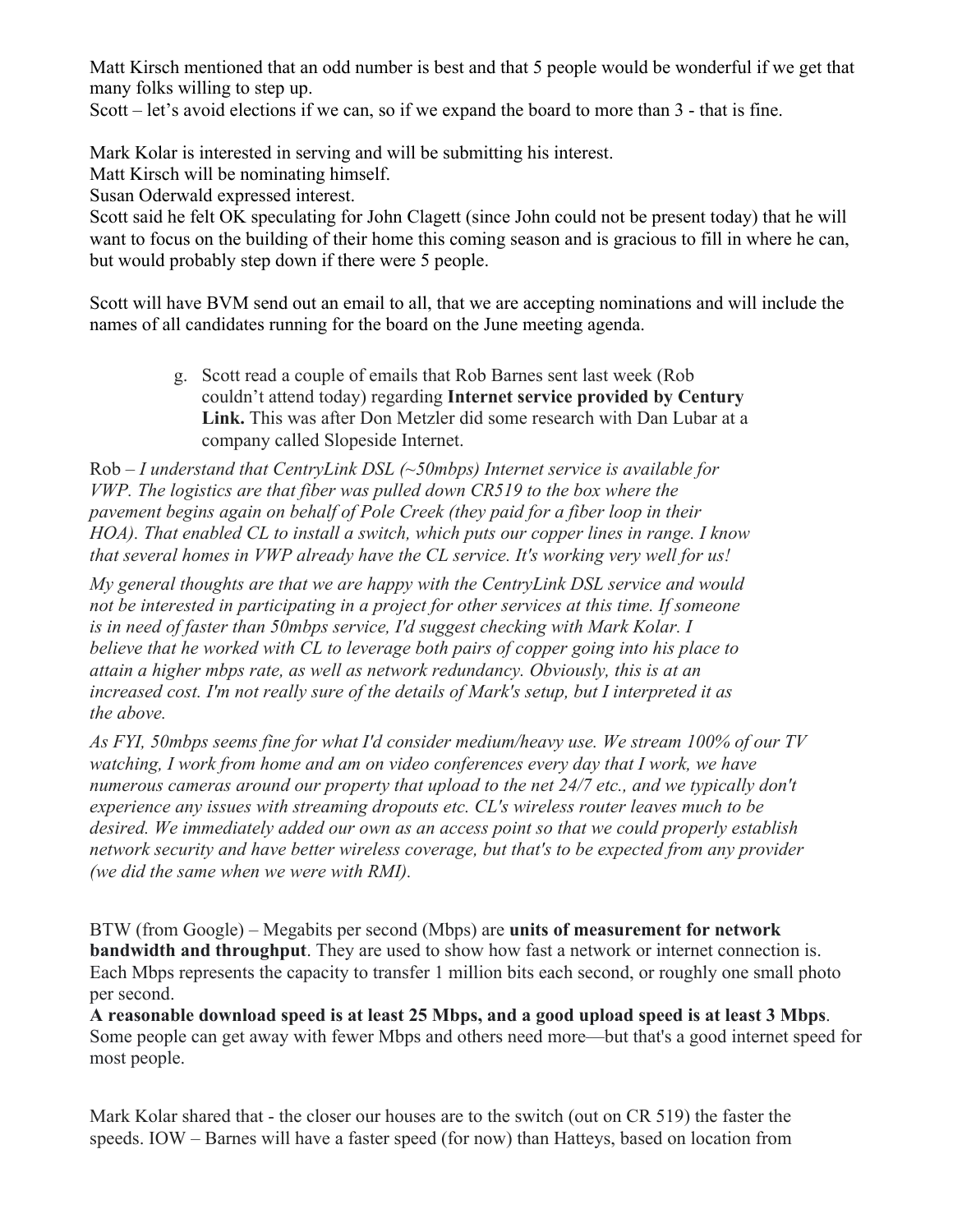Matt Kirsch mentioned that an odd number is best and that 5 people would be wonderful if we get that many folks willing to step up.
Scott – let's avoid elections if we can, so if we expand the board to more than 3 - that is fine.

Mark Kolar is interested in serving and will be submitting his interest.
Matt Kirsch will be nominating himself.
Susan Oderwald expressed interest.
Scott said he felt OK speculating for John Clagett (since John could not be present today) that he will want to focus on the building of their home this coming season and is gracious to fill in where he can, but would probably step down if there were 5 people.

Scott will have BVM send out an email to all, that we are accepting nominations and will include the names of all candidates running for the board on the June meeting agenda.

g. Scott read a couple of emails that Rob Barnes sent last week (Rob couldn't attend today) regarding **Internet service provided by Century Link.** This was after Don Metzler did some research with Dan Lubar at a company called Slopeside Internet.

Rob – *I understand that CentryLink DSL (~50mbps) Internet service is available for VWP. The logistics are that fiber was pulled down CR519 to the box where the pavement begins again on behalf of Pole Creek (they paid for a fiber loop in their HOA). That enabled CL to install a switch, which puts our copper lines in range. I know that several homes in VWP already have the CL service. It's working very well for us!*

*My general thoughts are that we are happy with the CentryLink DSL service and would not be interested in participating in a project for other services at this time. If someone is in need of faster than 50mbps service, I'd suggest checking with Mark Kolar. I believe that he worked with CL to leverage both pairs of copper going into his place to attain a higher mbps rate, as well as network redundancy. Obviously, this is at an increased cost. I'm not really sure of the details of Mark's setup, but I interpreted it as the above.*

*As FYI, 50mbps seems fine for what I'd consider medium/heavy use. We stream 100% of our TV watching, I work from home and am on video conferences every day that I work, we have numerous cameras around our property that upload to the net 24/7 etc., and we typically don't experience any issues with streaming dropouts etc. CL's wireless router leaves much to be desired. We immediately added our own as an access point so that we could properly establish network security and have better wireless coverage, but that's to be expected from any provider (we did the same when we were with RMI).*

BTW (from Google) – Megabits per second (Mbps) are **units of measurement for network bandwidth and throughput**. They are used to show how fast a network or internet connection is. Each Mbps represents the capacity to transfer 1 million bits each second, or roughly one small photo per second.
**A reasonable download speed is at least 25 Mbps, and a good upload speed is at least 3 Mbps**. Some people can get away with fewer Mbps and others need more—but that's a good internet speed for most people.

Mark Kolar shared that - the closer our houses are to the switch (out on CR 519) the faster the speeds. IOW – Barnes will have a faster speed (for now) than Hatteys, based on location from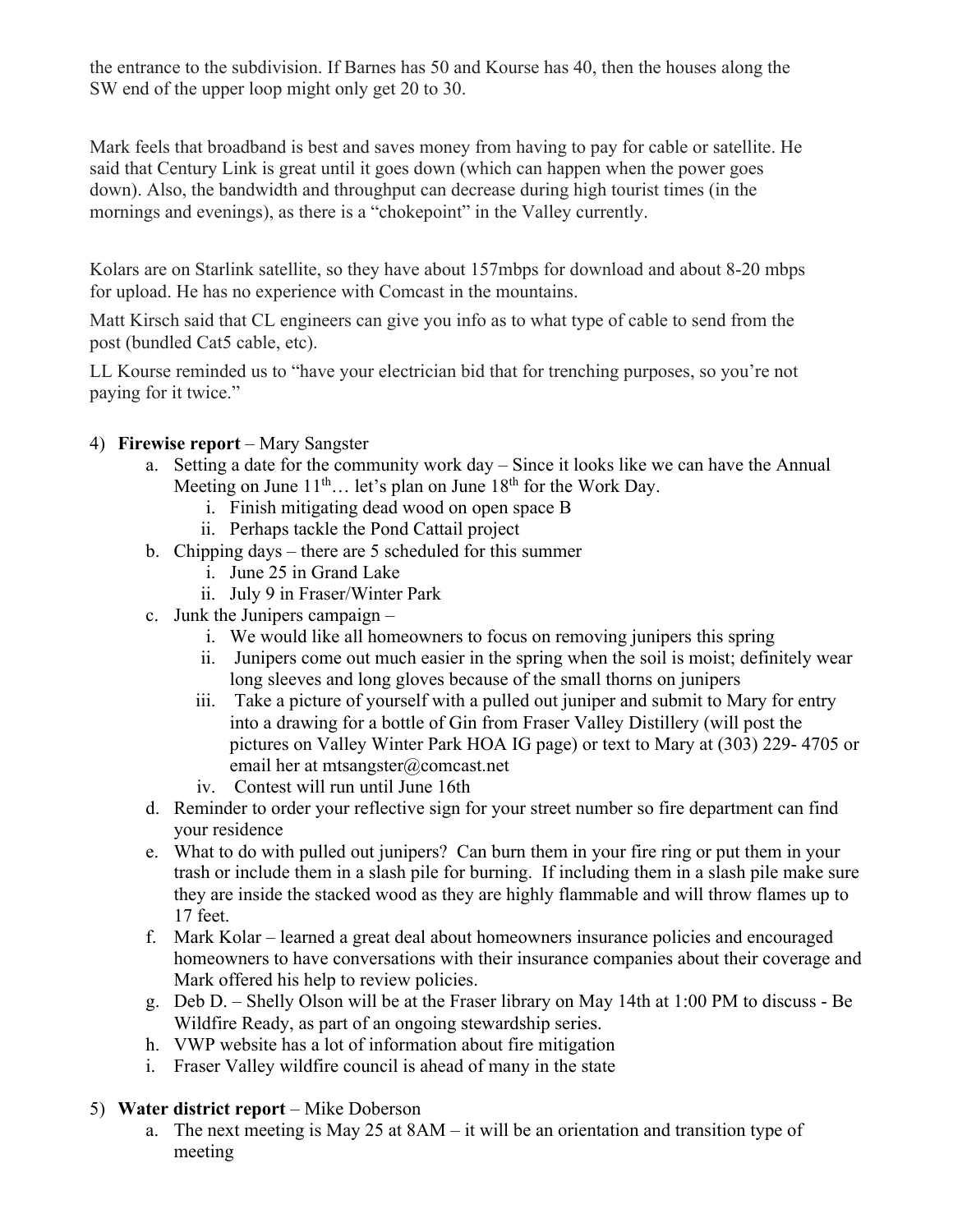the entrance to the subdivision. If Barnes has 50 and Kourse has 40, then the houses along the SW end of the upper loop might only get 20 to 30.

Mark feels that broadband is best and saves money from having to pay for cable or satellite. He said that Century Link is great until it goes down (which can happen when the power goes down). Also, the bandwidth and throughput can decrease during high tourist times (in the mornings and evenings), as there is a "chokepoint" in the Valley currently.

Kolars are on Starlink satellite, so they have about 157mbps for download and about 8-20 mbps for upload. He has no experience with Comcast in the mountains.

Matt Kirsch said that CL engineers can give you info as to what type of cable to send from the post (bundled Cat5 cable, etc).

LL Kourse reminded us to "have your electrician bid that for trenching purposes, so you're not paying for it twice."

4) **Firewise report** – Mary Sangster
   a. Setting a date for the community work day – Since it looks like we can have the Annual Meeting on June 11th… let's plan on June 18th for the Work Day.
      i. Finish mitigating dead wood on open space B
      ii. Perhaps tackle the Pond Cattail project
   b. Chipping days – there are 5 scheduled for this summer
      i. June 25 in Grand Lake
      ii. July 9 in Fraser/Winter Park
   c. Junk the Junipers campaign –
      i. We would like all homeowners to focus on removing junipers this spring
      ii. Junipers come out much easier in the spring when the soil is moist; definitely wear long sleeves and long gloves because of the small thorns on junipers
      iii. Take a picture of yourself with a pulled out juniper and submit to Mary for entry into a drawing for a bottle of Gin from Fraser Valley Distillery (will post the pictures on Valley Winter Park HOA IG page) or text to Mary at (303) 229- 4705 or email her at mtsangster@comcast.net
      iv. Contest will run until June 16th
   d. Reminder to order your reflective sign for your street number so fire department can find your residence
   e. What to do with pulled out junipers? Can burn them in your fire ring or put them in your trash or include them in a slash pile for burning. If including them in a slash pile make sure they are inside the stacked wood as they are highly flammable and will throw flames up to 17 feet.
   f. Mark Kolar – learned a great deal about homeowners insurance policies and encouraged homeowners to have conversations with their insurance companies about their coverage and Mark offered his help to review policies.
   g. Deb D. – Shelly Olson will be at the Fraser library on May 14th at 1:00 PM to discuss - Be Wildfire Ready, as part of an ongoing stewardship series.
   h. VWP website has a lot of information about fire mitigation
   i. Fraser Valley wildfire council is ahead of many in the state

5) **Water district report** – Mike Doberson
   a. The next meeting is May 25 at 8AM – it will be an orientation and transition type of meeting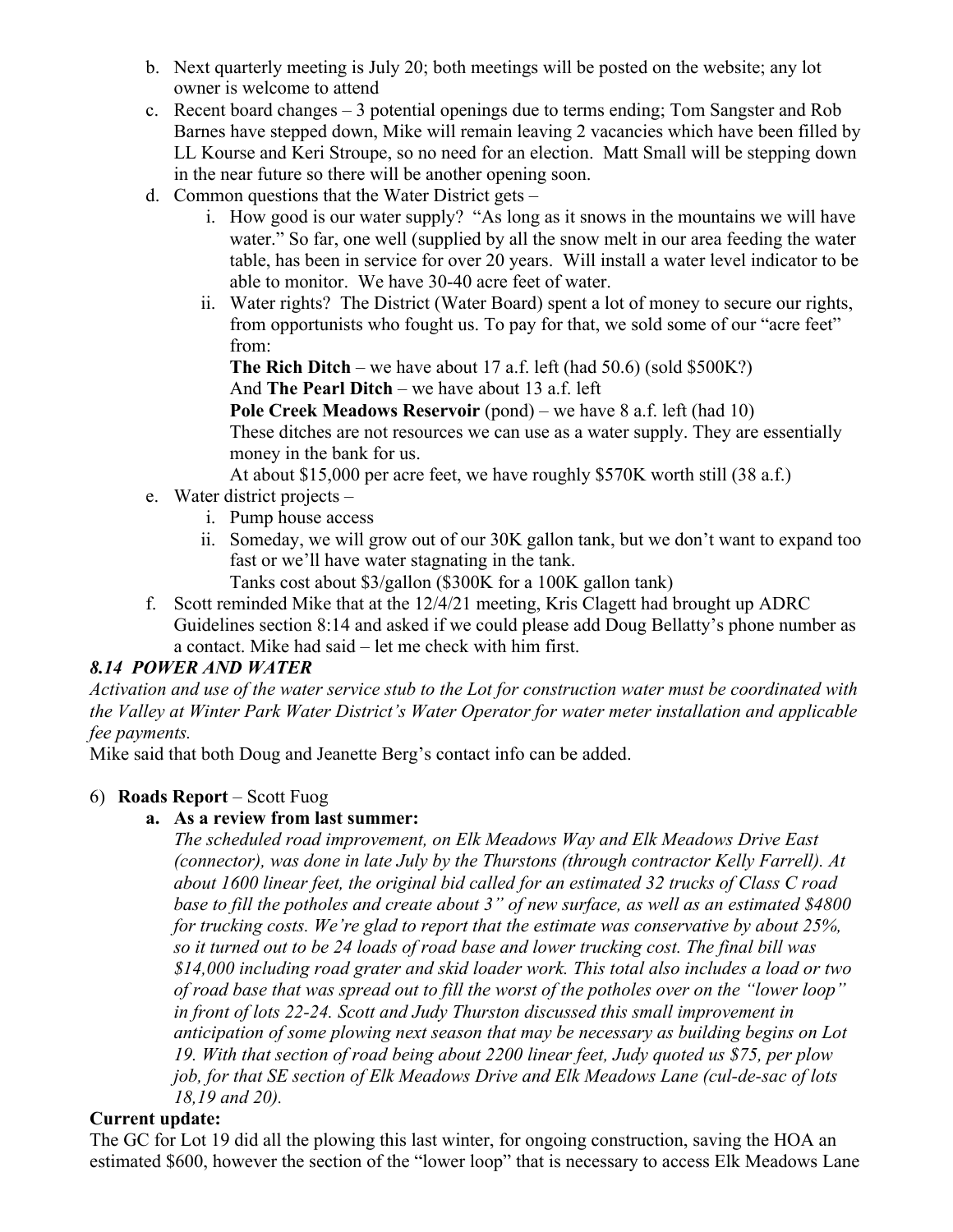b. Next quarterly meeting is July 20; both meetings will be posted on the website; any lot owner is welcome to attend

c. Recent board changes – 3 potential openings due to terms ending; Tom Sangster and Rob Barnes have stepped down, Mike will remain leaving 2 vacancies which have been filled by LL Kourse and Keri Stroupe, so no need for an election. Matt Small will be stepping down in the near future so there will be another opening soon.

d. Common questions that the Water District gets –

   i. How good is our water supply? "As long as it snows in the mountains we will have water." So far, one well (supplied by all the snow melt in our area feeding the water table, has been in service for over 20 years. Will install a water level indicator to be able to monitor. We have 30-40 acre feet of water.

   ii. Water rights? The District (Water Board) spent a lot of money to secure our rights, from opportunists who fought us. To pay for that, we sold some of our "acre feet" from:
   **The Rich Ditch** – we have about 17 a.f. left (had 50.6) (sold $500K?)
   And **The Pearl Ditch** – we have about 13 a.f. left
   **Pole Creek Meadows Reservoir** (pond) – we have 8 a.f. left (had 10)
   These ditches are not resources we can use as a water supply. They are essentially money in the bank for us.
   At about $15,000 per acre feet, we have roughly $570K worth still (38 a.f.)

e. Water district projects –

   i. Pump house access

   ii. Someday, we will grow out of our 30K gallon tank, but we don't want to expand too fast or we'll have water stagnating in the tank.
   Tanks cost about $3/gallon ($300K for a 100K gallon tank)

f. Scott reminded Mike that at the 12/4/21 meeting, Kris Clagett had brought up ADRC Guidelines section 8:14 and asked if we could please add Doug Bellatty's phone number as a contact. Mike had said – let me check with him first.

***8.14 POWER AND WATER***

*Activation and use of the water service stub to the Lot for construction water must be coordinated with the Valley at Winter Park Water District's Water Operator for water meter installation and applicable fee payments.*

Mike said that both Doug and Jeanette Berg's contact info can be added.

6) **Roads Report** – Scott Fuog

   **a. As a review from last summer:**

   *The scheduled road improvement, on Elk Meadows Way and Elk Meadows Drive East (connector), was done in late July by the Thurstons (through contractor Kelly Farrell). At about 1600 linear feet, the original bid called for an estimated 32 trucks of Class C road base to fill the potholes and create about 3" of new surface, as well as an estimated $4800 for trucking costs. We're glad to report that the estimate was conservative by about 25%, so it turned out to be 24 loads of road base and lower trucking cost. The final bill was $14,000 including road grater and skid loader work. This total also includes a load or two of road base that was spread out to fill the worst of the potholes over on the "lower loop" in front of lots 22-24. Scott and Judy Thurston discussed this small improvement in anticipation of some plowing next season that may be necessary as building begins on Lot 19. With that section of road being about 2200 linear feet, Judy quoted us $75, per plow job, for that SE section of Elk Meadows Drive and Elk Meadows Lane (cul-de-sac of lots 18,19 and 20).*

**Current update:**

The GC for Lot 19 did all the plowing this last winter, for ongoing construction, saving the HOA an estimated $600, however the section of the "lower loop" that is necessary to access Elk Meadows Lane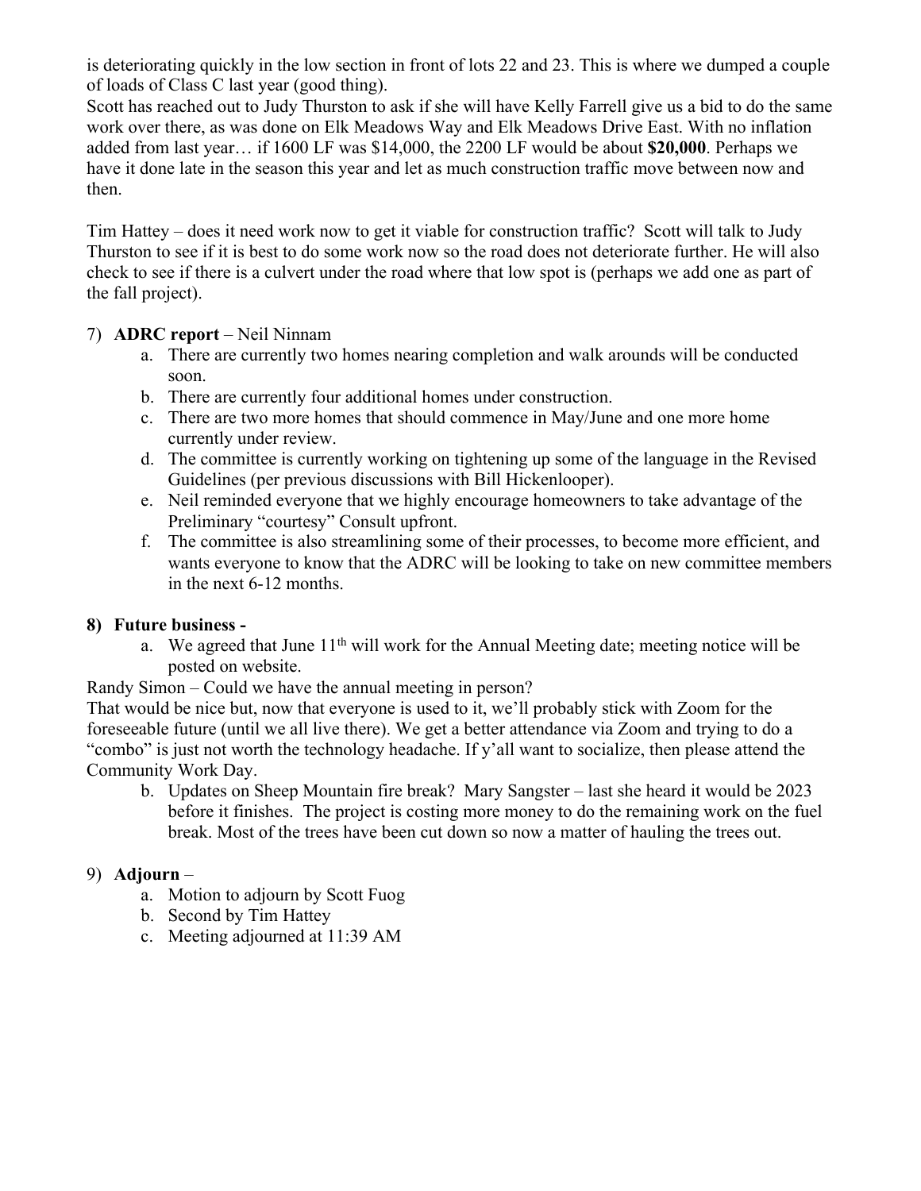is deteriorating quickly in the low section in front of lots 22 and 23. This is where we dumped a couple of loads of Class C last year (good thing).
Scott has reached out to Judy Thurston to ask if she will have Kelly Farrell give us a bid to do the same work over there, as was done on Elk Meadows Way and Elk Meadows Drive East. With no inflation added from last year… if 1600 LF was $14,000, the 2200 LF would be about **$20,000**. Perhaps we have it done late in the season this year and let as much construction traffic move between now and then.

Tim Hattey – does it need work now to get it viable for construction traffic? Scott will talk to Judy Thurston to see if it is best to do some work now so the road does not deteriorate further. He will also check to see if there is a culvert under the road where that low spot is (perhaps we add one as part of the fall project).

7) **ADRC report** – Neil Ninnam
   a. There are currently two homes nearing completion and walk arounds will be conducted soon.
   b. There are currently four additional homes under construction.
   c. There are two more homes that should commence in May/June and one more home currently under review.
   d. The committee is currently working on tightening up some of the language in the Revised Guidelines (per previous discussions with Bill Hickenlooper).
   e. Neil reminded everyone that we highly encourage homeowners to take advantage of the Preliminary "courtesy" Consult upfront.
   f. The committee is also streamlining some of their processes, to become more efficient, and wants everyone to know that the ADRC will be looking to take on new committee members in the next 6-12 months.

**8) Future business -**
   a. We agreed that June 11th will work for the Annual Meeting date; meeting notice will be posted on website.

Randy Simon – Could we have the annual meeting in person?
That would be nice but, now that everyone is used to it, we'll probably stick with Zoom for the foreseeable future (until we all live there). We get a better attendance via Zoom and trying to do a "combo" is just not worth the technology headache. If y'all want to socialize, then please attend the Community Work Day.

   b. Updates on Sheep Mountain fire break? Mary Sangster – last she heard it would be 2023 before it finishes. The project is costing more money to do the remaining work on the fuel break. Most of the trees have been cut down so now a matter of hauling the trees out.

9) **Adjourn** –
   a. Motion to adjourn by Scott Fuog
   b. Second by Tim Hattey
   c. Meeting adjourned at 11:39 AM